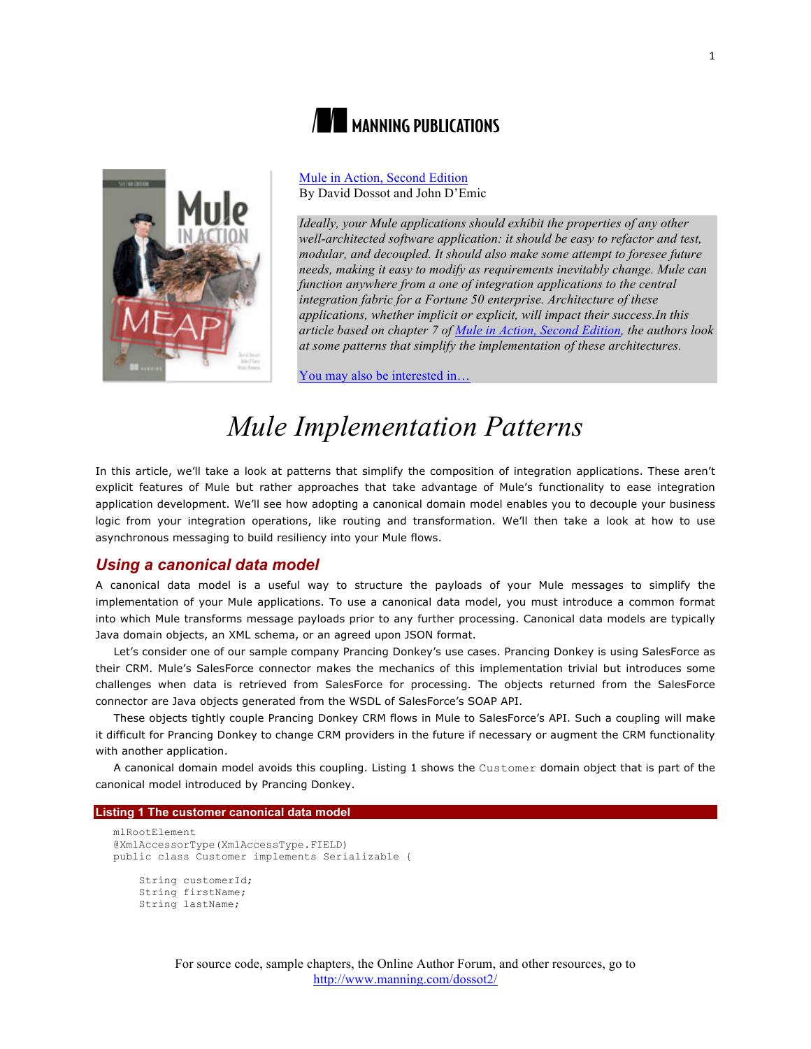MANNING PUBLICATIONS

[Mule in Action, Second Edition](http://www.manning.com/dossot2/)
By David Dossot and John D'Emic

*Ideally, your Mule applications should exhibit the properties of any other well-architected software application: it should be easy to refactor and test, modular, and decoupled. It should also make some attempt to foresee future needs, making it easy to modify as requirements inevitably change. Mule can function anywhere from a one of integration applications to the central integration fabric for a Fortune 50 enterprise. Architecture of these applications, whether implicit or explicit, will impact their success.In this article based on chapter 7 of Mule in Action, Second Edition, the authors look at some patterns that simplify the implementation of these architectures.*

You may also be interested in…

# *Mule Implementation Patterns*

In this article, we'll take a look at patterns that simplify the composition of integration applications. These aren't explicit features of Mule but rather approaches that take advantage of Mule's functionality to ease integration application development. We'll see how adopting a canonical domain model enables you to decouple your business logic from your integration operations, like routing and transformation. We'll then take a look at how to use asynchronous messaging to build resiliency into your Mule flows.

## *Using a canonical data model*

A canonical data model is a useful way to structure the payloads of your Mule messages to simplify the implementation of your Mule applications. To use a canonical data model, you must introduce a common format into which Mule transforms message payloads prior to any further processing. Canonical data models are typically Java domain objects, an XML schema, or an agreed upon JSON format.

Let's consider one of our sample company Prancing Donkey's use cases. Prancing Donkey is using SalesForce as their CRM. Mule's SalesForce connector makes the mechanics of this implementation trivial but introduces some challenges when data is retrieved from SalesForce for processing. The objects returned from the SalesForce connector are Java objects generated from the WSDL of SalesForce's SOAP API.

These objects tightly couple Prancing Donkey CRM flows in Mule to SalesForce's API. Such a coupling will make it difficult for Prancing Donkey to change CRM providers in the future if necessary or augment the CRM functionality with another application.

A canonical domain model avoids this coupling. Listing 1 shows the `Customer` domain object that is part of the canonical model introduced by Prancing Donkey.

**Listing 1 The customer canonical data model**

```
mlRootElement
@XmlAccessorType(XmlAccessType.FIELD)
public class Customer implements Serializable {

    String customerId;
    String firstName;
    String lastName;
```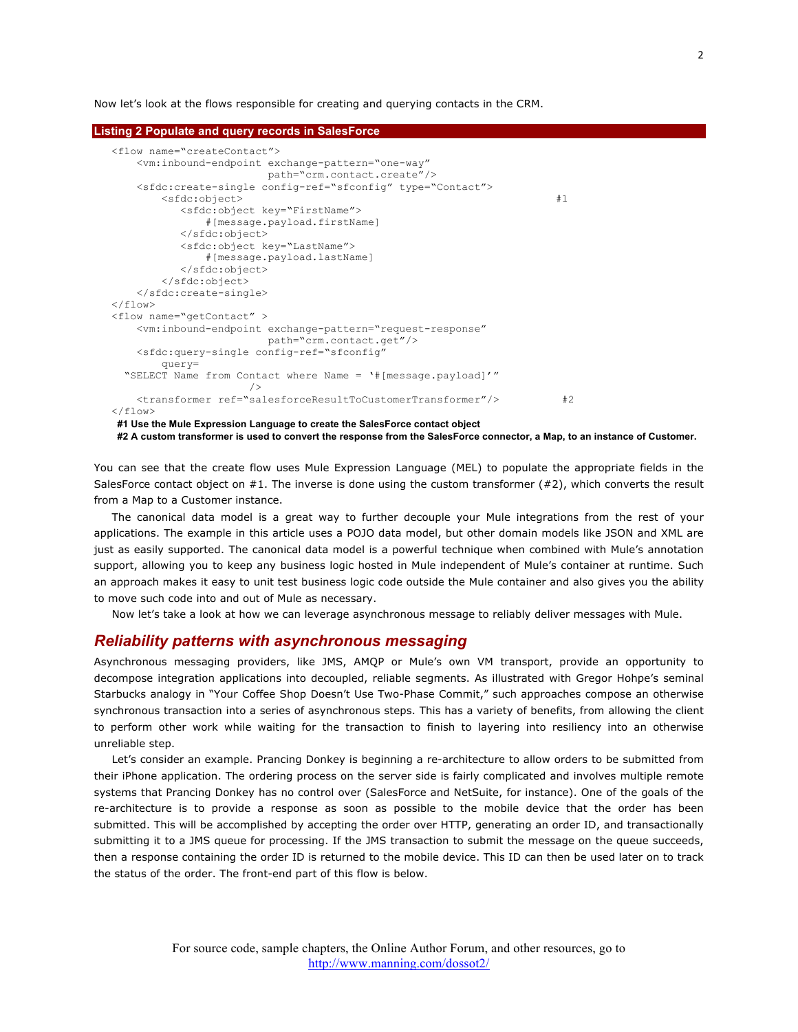Now let's look at the flows responsible for creating and querying contacts in the CRM.

**Listing 2 Populate and query records in SalesForce**

```
<flow name="createContact">
    <vm:inbound-endpoint exchange-pattern="one-way"
                         path="crm.contact.create"/>
    <sfdc:create-single config-ref="sfconfig" type="Contact">
        <sfdc:object>                                                #1
           <sfdc:object key="FirstName">
               #[message.payload.firstName]
           </sfdc:object>
           <sfdc:object key="LastName">
               #[message.payload.lastName]
           </sfdc:object>
        </sfdc:object>
    </sfdc:create-single>
</flow>
<flow name="getContact" >
    <vm:inbound-endpoint exchange-pattern="request-response"
                         path="crm.contact.get"/>
    <sfdc:query-single config-ref="sfconfig"
        query=
  "SELECT Name from Contact where Name = '#[message.payload]'"
                       />
    <transformer ref="salesforceResultToCustomerTransformer"/>          #2
</flow>
```

**#1 Use the Mule Expression Language to create the SalesForce contact object**
**#2 A custom transformer is used to convert the response from the SalesForce connector, a Map, to an instance of Customer.**

You can see that the create flow uses Mule Expression Language (MEL) to populate the appropriate fields in the SalesForce contact object on #1. The inverse is done using the custom transformer (#2), which converts the result from a Map to a Customer instance.

The canonical data model is a great way to further decouple your Mule integrations from the rest of your applications. The example in this article uses a POJO data model, but other domain models like JSON and XML are just as easily supported. The canonical data model is a powerful technique when combined with Mule's annotation support, allowing you to keep any business logic hosted in Mule independent of Mule's container at runtime. Such an approach makes it easy to unit test business logic code outside the Mule container and also gives you the ability to move such code into and out of Mule as necessary.

Now let's take a look at how we can leverage asynchronous message to reliably deliver messages with Mule.

## *Reliability patterns with asynchronous messaging*

Asynchronous messaging providers, like JMS, AMQP or Mule's own VM transport, provide an opportunity to decompose integration applications into decoupled, reliable segments. As illustrated with Gregor Hohpe's seminal Starbucks analogy in "Your Coffee Shop Doesn't Use Two-Phase Commit," such approaches compose an otherwise synchronous transaction into a series of asynchronous steps. This has a variety of benefits, from allowing the client to perform other work while waiting for the transaction to finish to layering into resiliency into an otherwise unreliable step.

Let's consider an example. Prancing Donkey is beginning a re-architecture to allow orders to be submitted from their iPhone application. The ordering process on the server side is fairly complicated and involves multiple remote systems that Prancing Donkey has no control over (SalesForce and NetSuite, for instance). One of the goals of the re-architecture is to provide a response as soon as possible to the mobile device that the order has been submitted. This will be accomplished by accepting the order over HTTP, generating an order ID, and transactionally submitting it to a JMS queue for processing. If the JMS transaction to submit the message on the queue succeeds, then a response containing the order ID is returned to the mobile device. This ID can then be used later on to track the status of the order. The front-end part of this flow is below.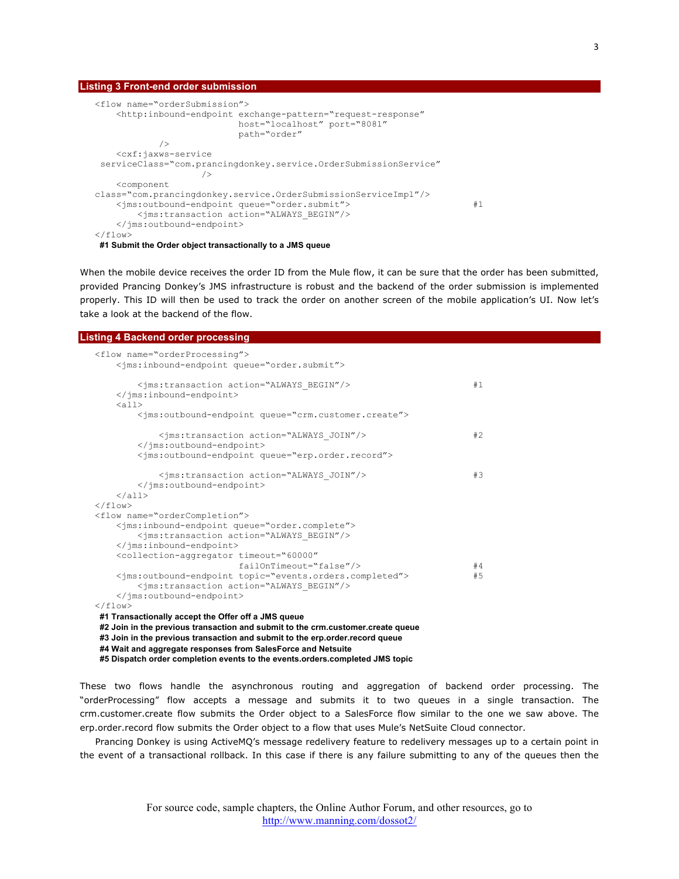**Listing 3 Front-end order submission**

```
<flow name="orderSubmission">
    <http:inbound-endpoint exchange-pattern="request-response"
                           host="localhost" port="8081"
                           path="order"
            />
    <cxf:jaxws-service
 serviceClass="com.prancingdonkey.service.OrderSubmissionService"
                    />
    <component
class="com.prancingdonkey.service.OrderSubmissionServiceImpl"/>
    <jms:outbound-endpoint queue="order.submit">                      #1
        <jms:transaction action="ALWAYS_BEGIN"/>
    </jms:outbound-endpoint>
</flow>
```

**#1 Submit the Order object transactionally to a JMS queue**

When the mobile device receives the order ID from the Mule flow, it can be sure that the order has been submitted, provided Prancing Donkey's JMS infrastructure is robust and the backend of the order submission is implemented properly. This ID will then be used to track the order on another screen of the mobile application's UI. Now let's take a look at the backend of the flow.

**Listing 4 Backend order processing**

```
<flow name="orderProcessing">
    <jms:inbound-endpoint queue="order.submit">

        <jms:transaction action="ALWAYS_BEGIN"/>                      #1
    </jms:inbound-endpoint>
    <all>
        <jms:outbound-endpoint queue="crm.customer.create">

            <jms:transaction action="ALWAYS_JOIN"/>                   #2
        </jms:outbound-endpoint>
        <jms:outbound-endpoint queue="erp.order.record">

            <jms:transaction action="ALWAYS_JOIN"/>                   #3
        </jms:outbound-endpoint>
    </all>
</flow>
<flow name="orderCompletion">
    <jms:inbound-endpoint queue="order.complete">
        <jms:transaction action="ALWAYS_BEGIN"/>
    </jms:inbound-endpoint>
    <collection-aggregator timeout="60000"
                           failOnTimeout="false"/>                    #4
    <jms:outbound-endpoint topic="events.orders.completed">           #5
        <jms:transaction action="ALWAYS_BEGIN"/>
    </jms:outbound-endpoint>
</flow>
```

**#1 Transactionally accept the Offer off a JMS queue**
**#2 Join in the previous transaction and submit to the crm.customer.create queue**
**#3 Join in the previous transaction and submit to the erp.order.record queue**
**#4 Wait and aggregate responses from SalesForce and Netsuite**
**#5 Dispatch order completion events to the events.orders.completed JMS topic**

These two flows handle the asynchronous routing and aggregation of backend order processing. The "orderProcessing" flow accepts a message and submits it to two queues in a single transaction. The crm.customer.create flow submits the Order object to a SalesForce flow similar to the one we saw above. The erp.order.record flow submits the Order object to a flow that uses Mule's NetSuite Cloud connector.

Prancing Donkey is using ActiveMQ's message redelivery feature to redelivery messages up to a certain point in the event of a transactional rollback. In this case if there is any failure submitting to any of the queues then the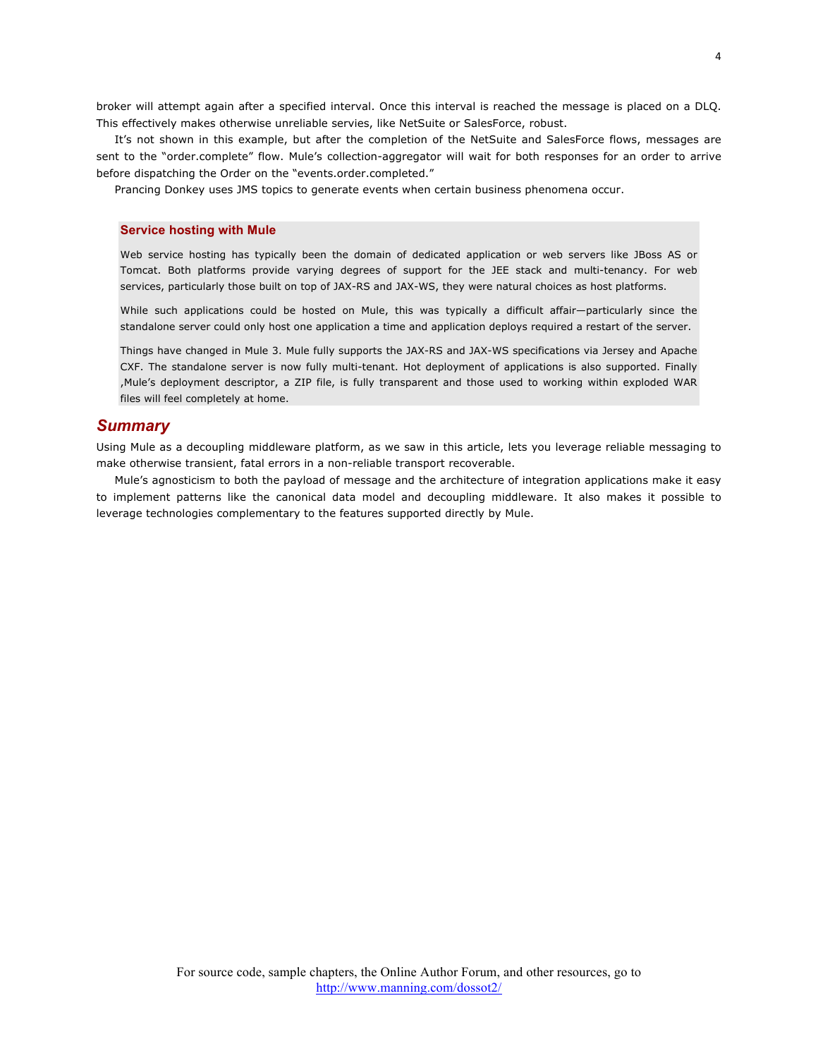broker will attempt again after a specified interval. Once this interval is reached the message is placed on a DLQ. This effectively makes otherwise unreliable servies, like NetSuite or SalesForce, robust.

It's not shown in this example, but after the completion of the NetSuite and SalesForce flows, messages are sent to the "order.complete" flow. Mule's collection-aggregator will wait for both responses for an order to arrive before dispatching the Order on the "events.order.completed."

Prancing Donkey uses JMS topics to generate events when certain business phenomena occur.

> **Service hosting with Mule**
>
> Web service hosting has typically been the domain of dedicated application or web servers like JBoss AS or Tomcat. Both platforms provide varying degrees of support for the JEE stack and multi-tenancy. For web services, particularly those built on top of JAX-RS and JAX-WS, they were natural choices as host platforms.
>
> While such applications could be hosted on Mule, this was typically a difficult affair—particularly since the standalone server could only host one application a time and application deploys required a restart of the server.
>
> Things have changed in Mule 3. Mule fully supports the JAX-RS and JAX-WS specifications via Jersey and Apache CXF. The standalone server is now fully multi-tenant. Hot deployment of applications is also supported. Finally ,Mule's deployment descriptor, a ZIP file, is fully transparent and those used to working within exploded WAR files will feel completely at home.

## *Summary*

Using Mule as a decoupling middleware platform, as we saw in this article, lets you leverage reliable messaging to make otherwise transient, fatal errors in a non-reliable transport recoverable.

Mule's agnosticism to both the payload of message and the architecture of integration applications make it easy to implement patterns like the canonical data model and decoupling middleware. It also makes it possible to leverage technologies complementary to the features supported directly by Mule.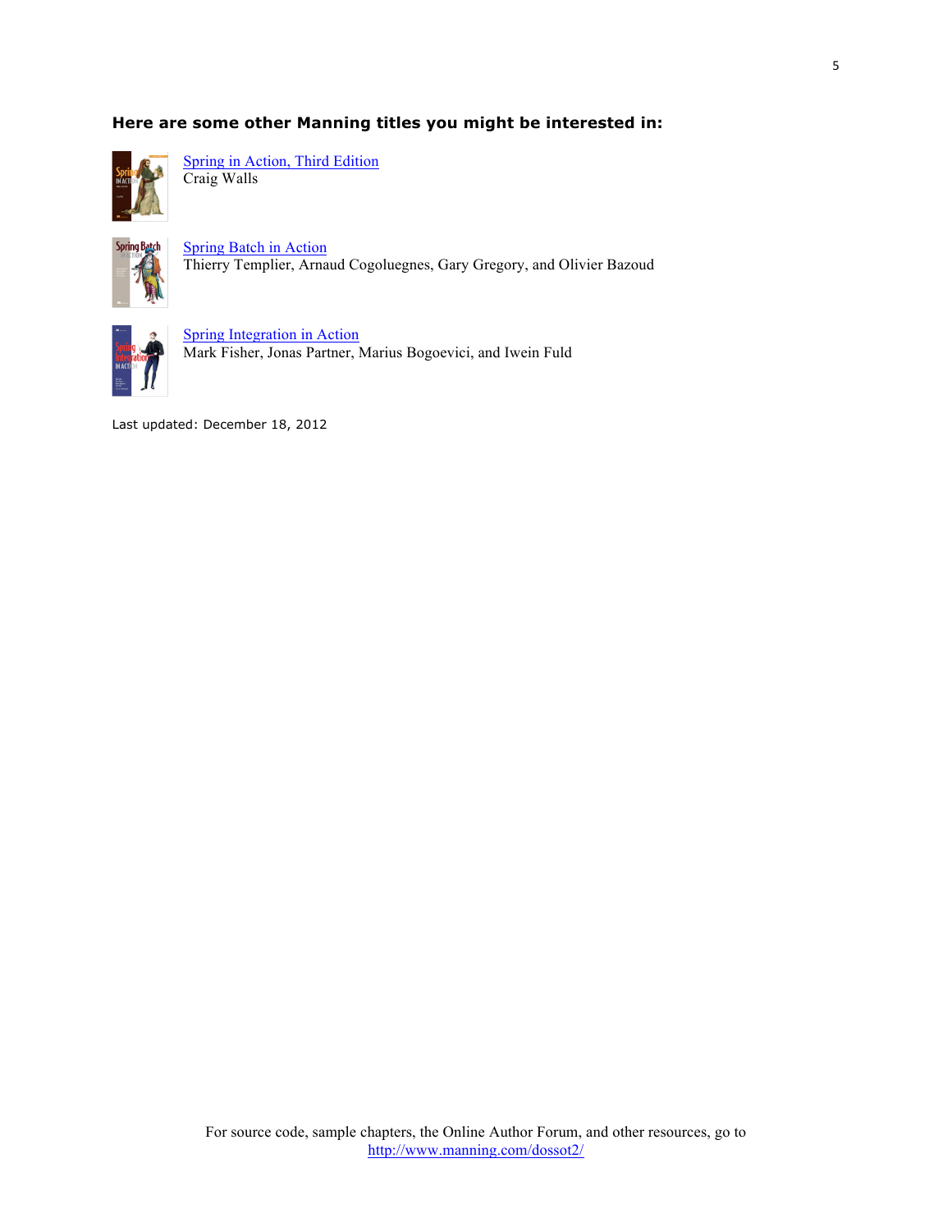**Here are some other Manning titles you might be interested in:**

[Spring in Action, Third Edition](#)
Craig Walls

[Spring Batch in Action](#)
Thierry Templier, Arnaud Cogoluegnes, Gary Gregory, and Olivier Bazoud

[Spring Integration in Action](#)
Mark Fisher, Jonas Partner, Marius Bogoevici, and Iwein Fuld

Last updated: December 18, 2012

For source code, sample chapters, the Online Author Forum, and other resources, go to http://www.manning.com/dossot2/